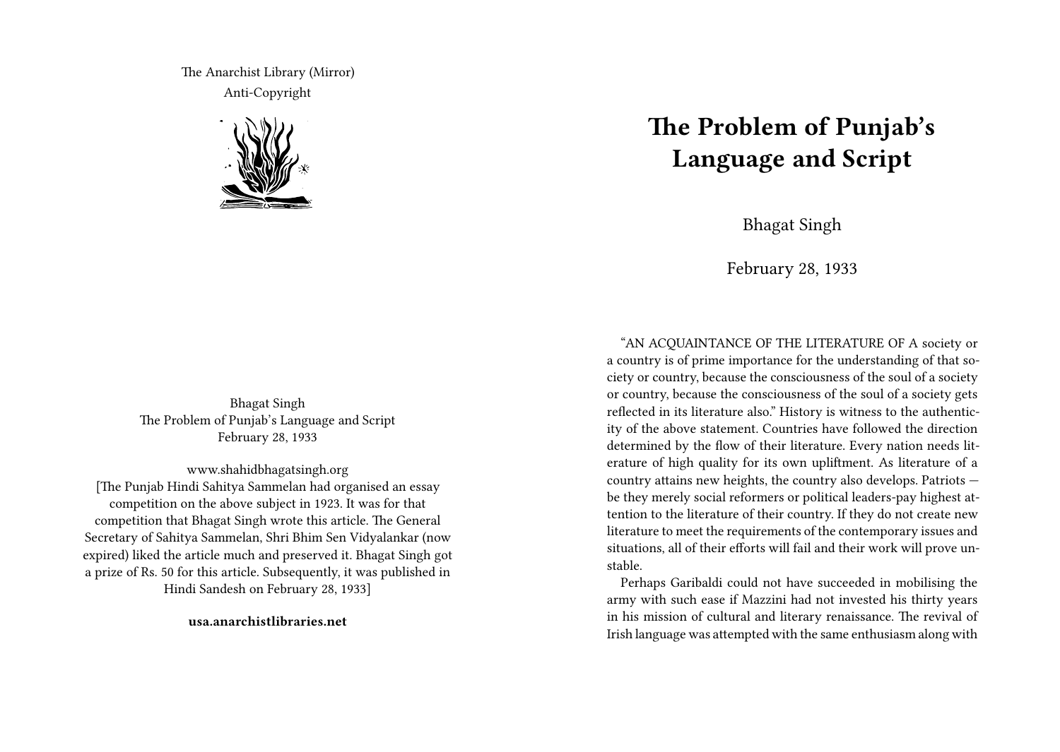The Anarchist Library (Mirror)
Anti-Copyright

Bhagat Singh
The Problem of Punjab's Language and Script
February 28, 1933

www.shahidbhagatsingh.org
[The Punjab Hindi Sahitya Sammelan had organised an essay competition on the above subject in 1923. It was for that competition that Bhagat Singh wrote this article. The General Secretary of Sahitya Sammelan, Shri Bhim Sen Vidyalankar (now expired) liked the article much and preserved it. Bhagat Singh got a prize of Rs. 50 for this article. Subsequently, it was published in Hindi Sandesh on February 28, 1933]

**usa.anarchistlibraries.net**

# The Problem of Punjab's Language and Script

Bhagat Singh

February 28, 1933

"AN ACQUAINTANCE OF THE LITERATURE OF A society or a country is of prime importance for the understanding of that society or country, because the consciousness of the soul of a society or country, because the consciousness of the soul of a society gets reflected in its literature also." History is witness to the authenticity of the above statement. Countries have followed the direction determined by the flow of their literature. Every nation needs literature of high quality for its own upliftment. As literature of a country attains new heights, the country also develops. Patriots — be they merely social reformers or political leaders-pay highest attention to the literature of their country. If they do not create new literature to meet the requirements of the contemporary issues and situations, all of their efforts will fail and their work will prove unstable.

Perhaps Garibaldi could not have succeeded in mobilising the army with such ease if Mazzini had not invested his thirty years in his mission of cultural and literary renaissance. The revival of Irish language was attempted with the same enthusiasm along with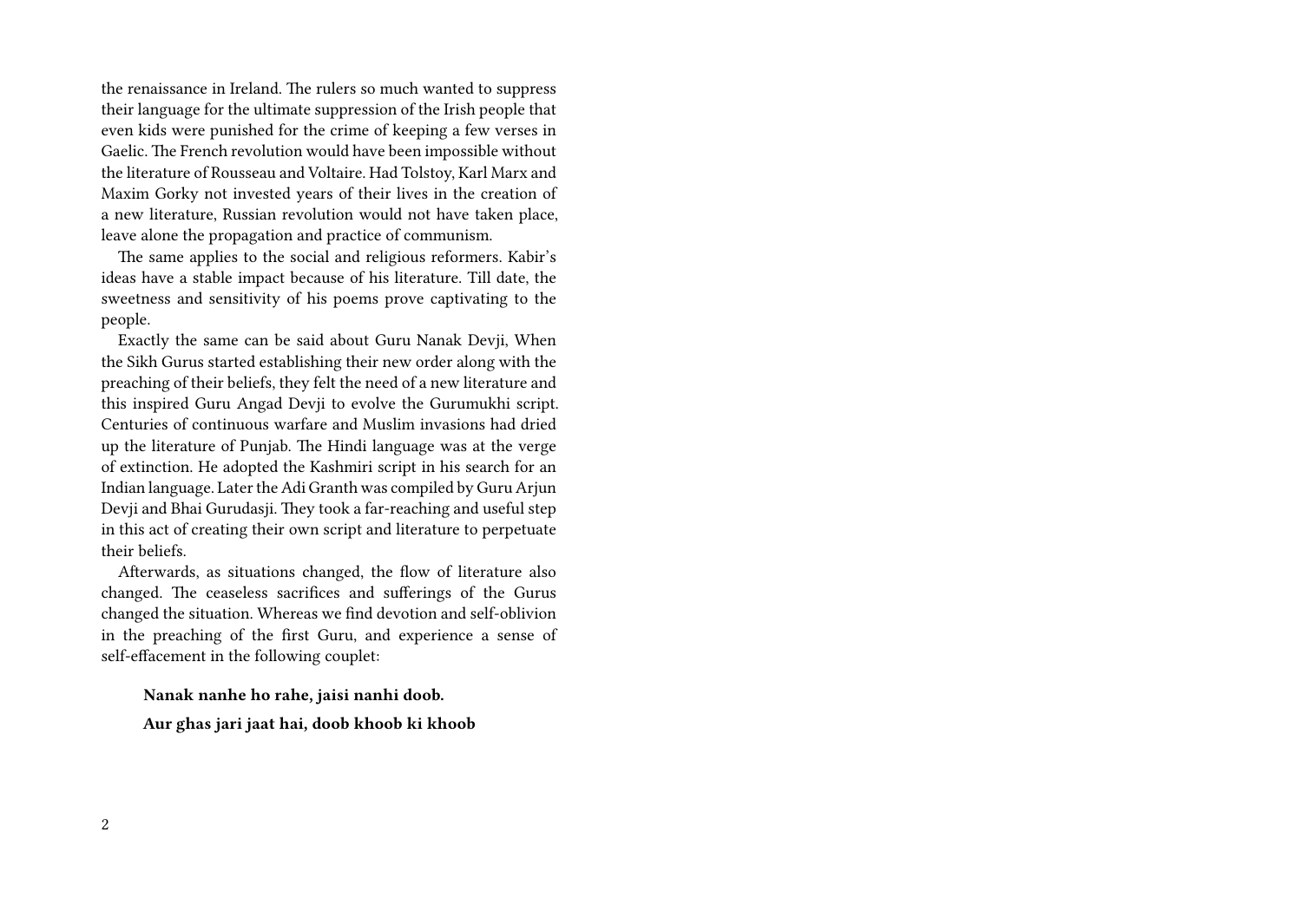the renaissance in Ireland. The rulers so much wanted to suppress their language for the ultimate suppression of the Irish people that even kids were punished for the crime of keeping a few verses in Gaelic. The French revolution would have been impossible without the literature of Rousseau and Voltaire. Had Tolstoy, Karl Marx and Maxim Gorky not invested years of their lives in the creation of a new literature, Russian revolution would not have taken place, leave alone the propagation and practice of communism.

The same applies to the social and religious reformers. Kabir's ideas have a stable impact because of his literature. Till date, the sweetness and sensitivity of his poems prove captivating to the people.

Exactly the same can be said about Guru Nanak Devji, When the Sikh Gurus started establishing their new order along with the preaching of their beliefs, they felt the need of a new literature and this inspired Guru Angad Devji to evolve the Gurumukhi script. Centuries of continuous warfare and Muslim invasions had dried up the literature of Punjab. The Hindi language was at the verge of extinction. He adopted the Kashmiri script in his search for an Indian language. Later the Adi Granth was compiled by Guru Arjun Devji and Bhai Gurudasji. They took a far-reaching and useful step in this act of creating their own script and literature to perpetuate their beliefs.

Afterwards, as situations changed, the flow of literature also changed. The ceaseless sacrifices and sufferings of the Gurus changed the situation. Whereas we find devotion and self-oblivion in the preaching of the first Guru, and experience a sense of self-effacement in the following couplet:

> **Nanak nanhe ho rahe, jaisi nanhi doob.**
>
> **Aur ghas jari jaat hai, doob khoob ki khoob**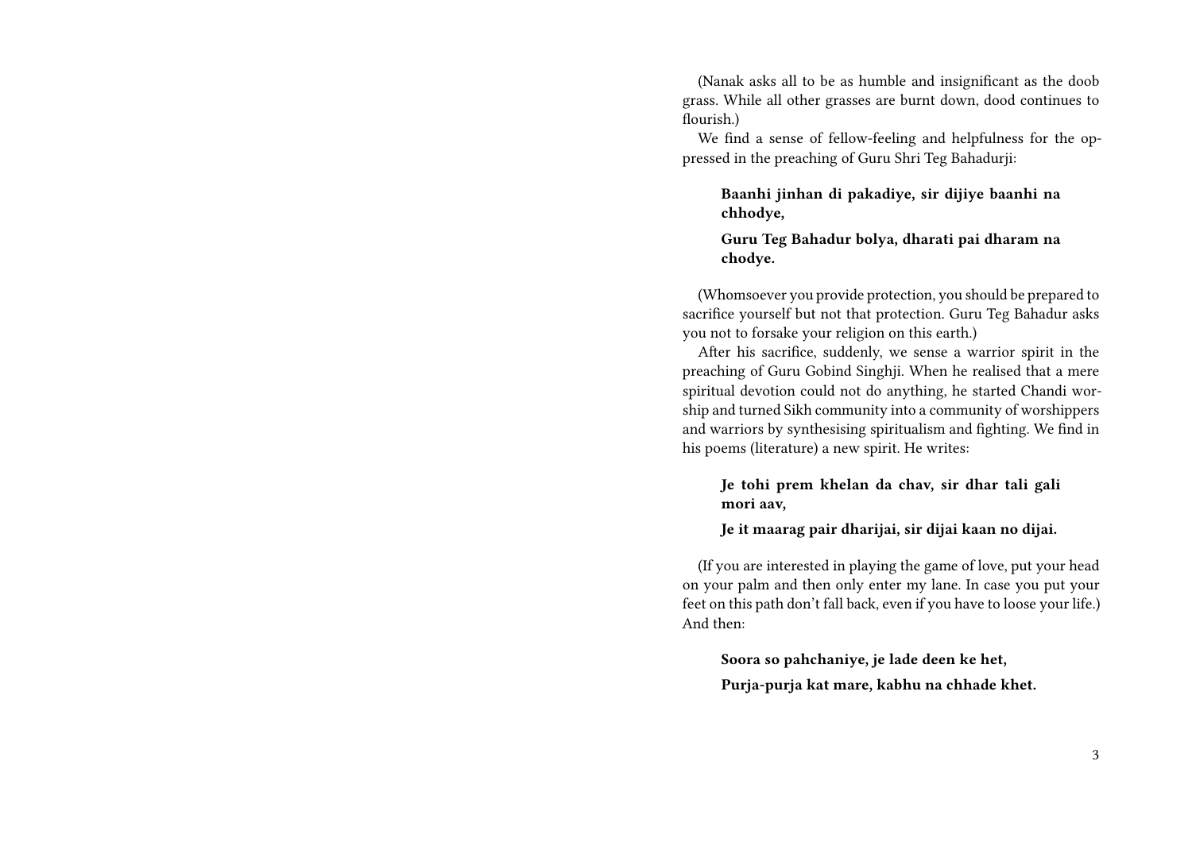(Nanak asks all to be as humble and insignificant as the doob grass. While all other grasses are burnt down, dood continues to flourish.)

We find a sense of fellow-feeling and helpfulness for the oppressed in the preaching of Guru Shri Teg Bahadurji:

> **Baanhi jinhan di pakadiye, sir dijiye baanhi na chhodye,**
>
> **Guru Teg Bahadur bolya, dharati pai dharam na chodye.**

(Whomsoever you provide protection, you should be prepared to sacrifice yourself but not that protection. Guru Teg Bahadur asks you not to forsake your religion on this earth.)

After his sacrifice, suddenly, we sense a warrior spirit in the preaching of Guru Gobind Singhji. When he realised that a mere spiritual devotion could not do anything, he started Chandi worship and turned Sikh community into a community of worshippers and warriors by synthesising spiritualism and fighting. We find in his poems (literature) a new spirit. He writes:

> **Je tohi prem khelan da chav, sir dhar tali gali mori aav,**
>
> **Je it maarag pair dharijai, sir dijai kaan no dijai.**

(If you are interested in playing the game of love, put your head on your palm and then only enter my lane. In case you put your feet on this path don't fall back, even if you have to loose your life.) And then:

> **Soora so pahchaniye, je lade deen ke het,**
>
> **Purja-purja kat mare, kabhu na chhade khet.**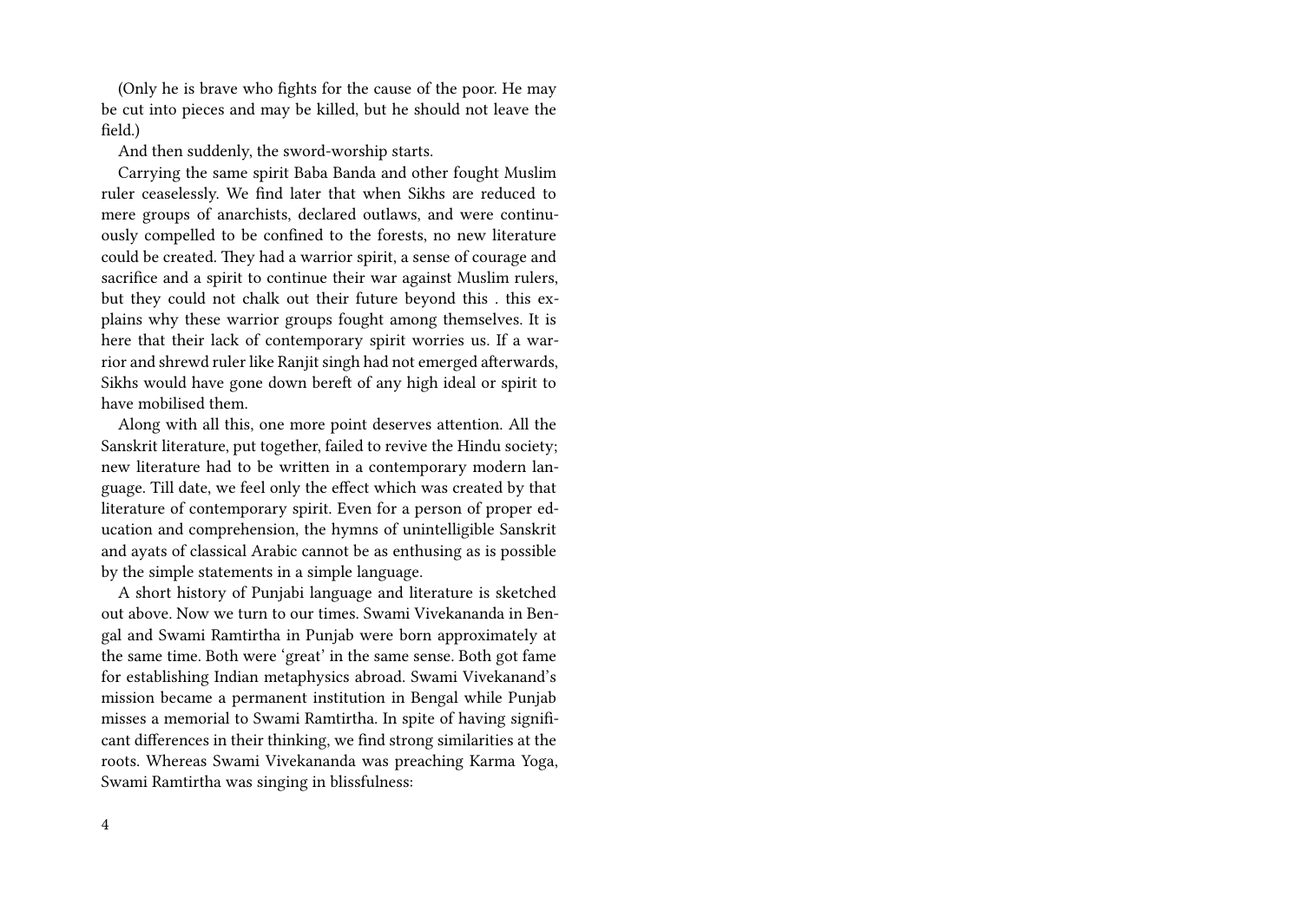(Only he is brave who fights for the cause of the poor. He may be cut into pieces and may be killed, but he should not leave the field.)

And then suddenly, the sword-worship starts.

Carrying the same spirit Baba Banda and other fought Muslim ruler ceaselessly. We find later that when Sikhs are reduced to mere groups of anarchists, declared outlaws, and were continuously compelled to be confined to the forests, no new literature could be created. They had a warrior spirit, a sense of courage and sacrifice and a spirit to continue their war against Muslim rulers, but they could not chalk out their future beyond this . this explains why these warrior groups fought among themselves. It is here that their lack of contemporary spirit worries us. If a warrior and shrewd ruler like Ranjit singh had not emerged afterwards, Sikhs would have gone down bereft of any high ideal or spirit to have mobilised them.

Along with all this, one more point deserves attention. All the Sanskrit literature, put together, failed to revive the Hindu society; new literature had to be written in a contemporary modern language. Till date, we feel only the effect which was created by that literature of contemporary spirit. Even for a person of proper education and comprehension, the hymns of unintelligible Sanskrit and ayats of classical Arabic cannot be as enthusing as is possible by the simple statements in a simple language.

A short history of Punjabi language and literature is sketched out above. Now we turn to our times. Swami Vivekananda in Bengal and Swami Ramtirtha in Punjab were born approximately at the same time. Both were 'great' in the same sense. Both got fame for establishing Indian metaphysics abroad. Swami Vivekanand's mission became a permanent institution in Bengal while Punjab misses a memorial to Swami Ramtirtha. In spite of having significant differences in their thinking, we find strong similarities at the roots. Whereas Swami Vivekananda was preaching Karma Yoga, Swami Ramtirtha was singing in blissfulness: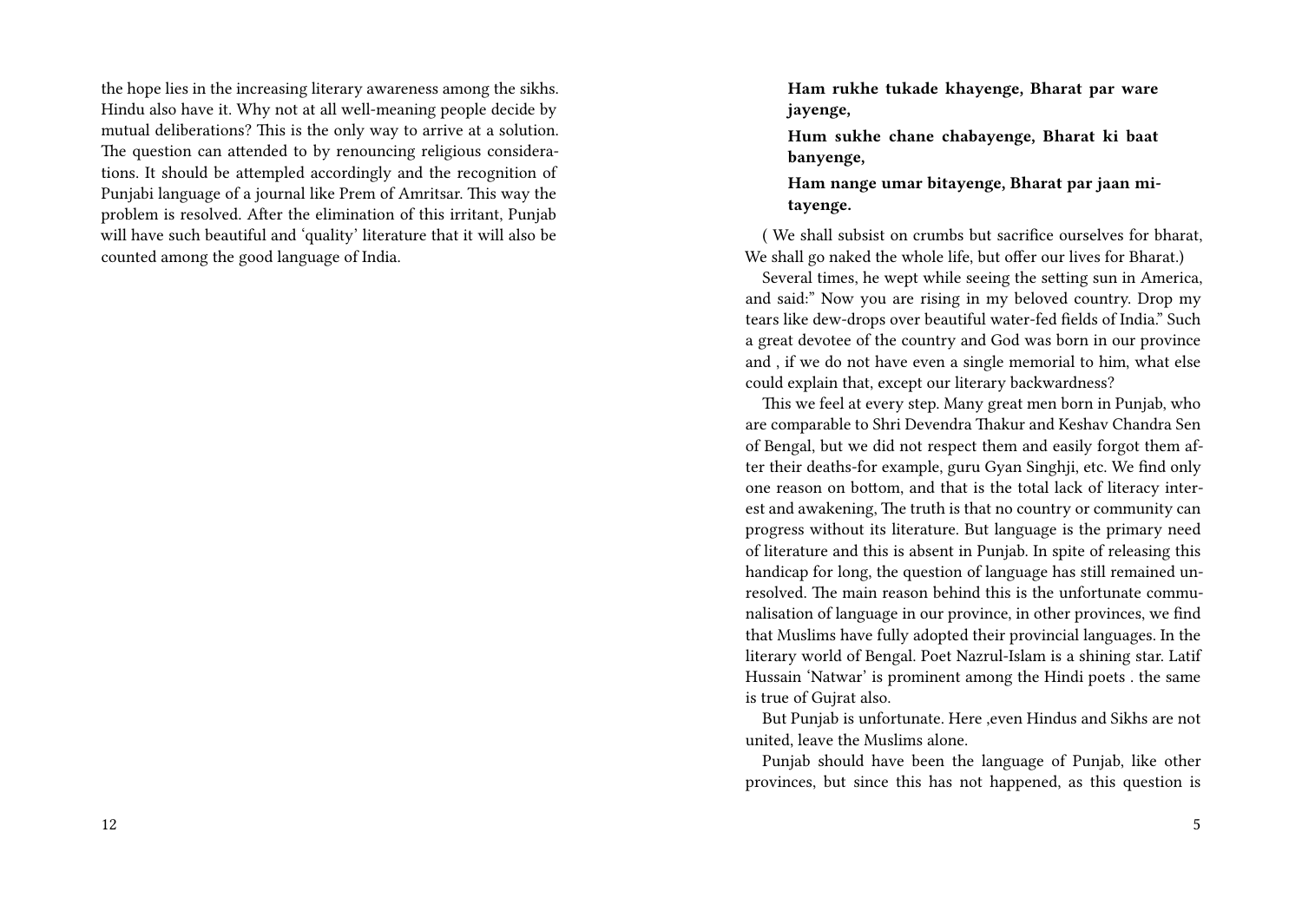the hope lies in the increasing literary awareness among the sikhs. Hindu also have it. Why not at all well-meaning people decide by mutual deliberations? This is the only way to arrive at a solution. The question can attended to by renouncing religious considerations. It should be attempled accordingly and the recognition of Punjabi language of a journal like Prem of Amritsar. This way the problem is resolved. After the elimination of this irritant, Punjab will have such beautiful and 'quality' literature that it will also be counted among the good language of India.

**Ham rukhe tukade khayenge, Bharat par ware jayenge,**

**Hum sukhe chane chabayenge, Bharat ki baat banyenge,**

**Ham nange umar bitayenge, Bharat par jaan mitayenge.**

( We shall subsist on crumbs but sacrifice ourselves for bharat, We shall go naked the whole life, but offer our lives for Bharat.)

Several times, he wept while seeing the setting sun in America, and said:" Now you are rising in my beloved country. Drop my tears like dew-drops over beautiful water-fed fields of India." Such a great devotee of the country and God was born in our province and , if we do not have even a single memorial to him, what else could explain that, except our literary backwardness?

This we feel at every step. Many great men born in Punjab, who are comparable to Shri Devendra Thakur and Keshav Chandra Sen of Bengal, but we did not respect them and easily forgot them after their deaths-for example, guru Gyan Singhji, etc. We find only one reason on bottom, and that is the total lack of literacy interest and awakening, The truth is that no country or community can progress without its literature. But language is the primary need of literature and this is absent in Punjab. In spite of releasing this handicap for long, the question of language has still remained unresolved. The main reason behind this is the unfortunate communalisation of language in our province, in other provinces, we find that Muslims have fully adopted their provincial languages. In the literary world of Bengal. Poet Nazrul-Islam is a shining star. Latif Hussain 'Natwar' is prominent among the Hindi poets . the same is true of Gujrat also.

But Punjab is unfortunate. Here ,even Hindus and Sikhs are not united, leave the Muslims alone.

Punjab should have been the language of Punjab, like other provinces, but since this has not happened, as this question is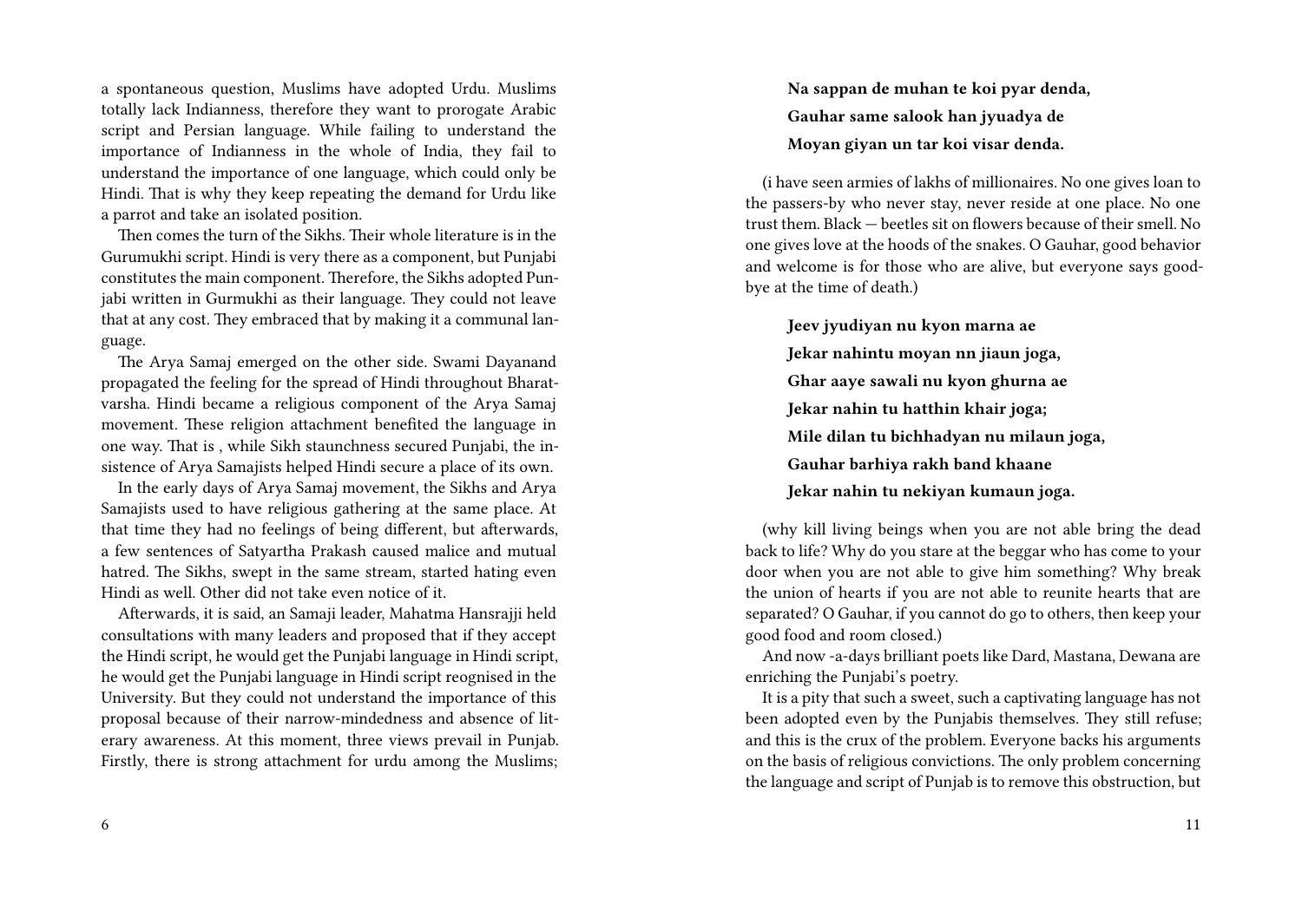a spontaneous question, Muslims have adopted Urdu. Muslims totally lack Indianness, therefore they want to prorogate Arabic script and Persian language. While failing to understand the importance of Indianness in the whole of India, they fail to understand the importance of one language, which could only be Hindi. That is why they keep repeating the demand for Urdu like a parrot and take an isolated position.

Then comes the turn of the Sikhs. Their whole literature is in the Gurumukhi script. Hindi is very there as a component, but Punjabi constitutes the main component. Therefore, the Sikhs adopted Punjabi written in Gurmukhi as their language. They could not leave that at any cost. They embraced that by making it a communal language.

The Arya Samaj emerged on the other side. Swami Dayanand propagated the feeling for the spread of Hindi throughout Bharatvarsha. Hindi became a religious component of the Arya Samaj movement. These religion attachment benefited the language in one way. That is , while Sikh staunchness secured Punjabi, the insistence of Arya Samajists helped Hindi secure a place of its own.

In the early days of Arya Samaj movement, the Sikhs and Arya Samajists used to have religious gathering at the same place. At that time they had no feelings of being different, but afterwards, a few sentences of Satyartha Prakash caused malice and mutual hatred. The Sikhs, swept in the same stream, started hating even Hindi as well. Other did not take even notice of it.

Afterwards, it is said, an Samaji leader, Mahatma Hansrajji held consultations with many leaders and proposed that if they accept the Hindi script, he would get the Punjabi language in Hindi script, he would get the Punjabi language in Hindi script reognised in the University. But they could not understand the importance of this proposal because of their narrow-mindedness and absence of literary awareness. At this moment, three views prevail in Punjab. Firstly, there is strong attachment for urdu among the Muslims;

**Na sappan de muhan te koi pyar denda,**
**Gauhar same salook han jyuadya de**
**Moyan giyan un tar koi visar denda.**

(i have seen armies of lakhs of millionaires. No one gives loan to the passers-by who never stay, never reside at one place. No one trust them. Black — beetles sit on flowers because of their smell. No one gives love at the hoods of the snakes. O Gauhar, good behavior and welcome is for those who are alive, but everyone says goodbye at the time of death.)

**Jeev jyudiyan nu kyon marna ae**
**Jekar nahintu moyan nn jiaun joga,**
**Ghar aaye sawali nu kyon ghurna ae**
**Jekar nahin tu hatthin khair joga;**
**Mile dilan tu bichhadyan nu milaun joga,**
**Gauhar barhiya rakh band khaane**
**Jekar nahin tu nekiyan kumaun joga.**

(why kill living beings when you are not able bring the dead back to life? Why do you stare at the beggar who has come to your door when you are not able to give him something? Why break the union of hearts if you are not able to reunite hearts that are separated? O Gauhar, if you cannot do go to others, then keep your good food and room closed.)

And now -a-days brilliant poets like Dard, Mastana, Dewana are enriching the Punjabi's poetry.

It is a pity that such a sweet, such a captivating language has not been adopted even by the Punjabis themselves. They still refuse; and this is the crux of the problem. Everyone backs his arguments on the basis of religious convictions. The only problem concerning the language and script of Punjab is to remove this obstruction, but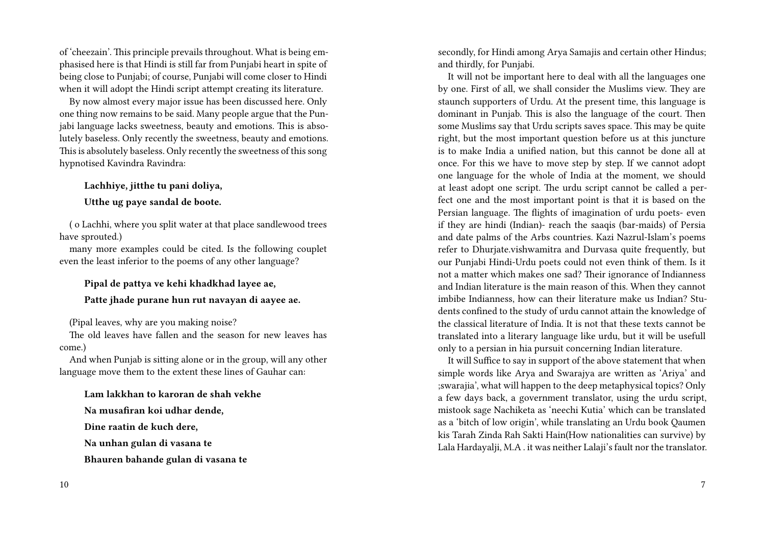of 'cheezain'. This principle prevails throughout. What is being emphasised here is that Hindi is still far from Punjabi heart in spite of being close to Punjabi; of course, Punjabi will come closer to Hindi when it will adopt the Hindi script attempt creating its literature.

By now almost every major issue has been discussed here. Only one thing now remains to be said. Many people argue that the Punjabi language lacks sweetness, beauty and emotions. This is absolutely baseless. Only recently the sweetness, beauty and emotions. This is absolutely baseless. Only recently the sweetness of this song hypnotised Kavindra Ravindra:

> **Lachhiye, jitthe tu pani doliya,**
>
> **Utthe ug paye sandal de boote.**

( o Lachhi, where you split water at that place sandlewood trees have sprouted.)

many more examples could be cited. Is the following couplet even the least inferior to the poems of any other language?

> **Pipal de pattya ve kehi khadkhad layee ae,**
>
> **Patte jhade purane hun rut navayan di aayee ae.**

(Pipal leaves, why are you making noise?

The old leaves have fallen and the season for new leaves has come.)

And when Punjab is sitting alone or in the group, will any other language move them to the extent these lines of Gauhar can:

> **Lam lakkhan to karoran de shah vekhe**
>
> **Na musafiran koi udhar dende,**
>
> **Dine raatin de kuch dere,**
>
> **Na unhan gulan di vasana te**
>
> **Bhauren bahande gulan di vasana te**

secondly, for Hindi among Arya Samajis and certain other Hindus; and thirdly, for Punjabi.

It will not be important here to deal with all the languages one by one. First of all, we shall consider the Muslims view. They are staunch supporters of Urdu. At the present time, this language is dominant in Punjab. This is also the language of the court. Then some Muslims say that Urdu scripts saves space. This may be quite right, but the most important question before us at this juncture is to make India a unified nation, but this cannot be done all at once. For this we have to move step by step. If we cannot adopt one language for the whole of India at the moment, we should at least adopt one script. The urdu script cannot be called a perfect one and the most important point is that it is based on the Persian language. The flights of imagination of urdu poets- even if they are hindi (Indian)- reach the saaqis (bar-maids) of Persia and date palms of the Arbs countries. Kazi Nazrul-Islam's poems refer to Dhurjate.vishwamitra and Durvasa quite frequently, but our Punjabi Hindi-Urdu poets could not even think of them. Is it not a matter which makes one sad? Their ignorance of Indianness and Indian literature is the main reason of this. When they cannot imbibe Indianness, how can their literature make us Indian? Students confined to the study of urdu cannot attain the knowledge of the classical literature of India. It is not that these texts cannot be translated into a literary language like urdu, but it will be usefull only to a persian in hia pursuit concerning Indian literature.

It will Suffice to say in support of the above statement that when simple words like Arya and Swarajya are written as 'Ariya' and ;swarajia', what will happen to the deep metaphysical topics? Only a few days back, a government translator, using the urdu script, mistook sage Nachiketa as 'neechi Kutia' which can be translated as a 'bitch of low origin', while translating an Urdu book Qaumen kis Tarah Zinda Rah Sakti Hain(How nationalities can survive) by Lala Hardayalji, M.A . it was neither Lalaji's fault nor the translator.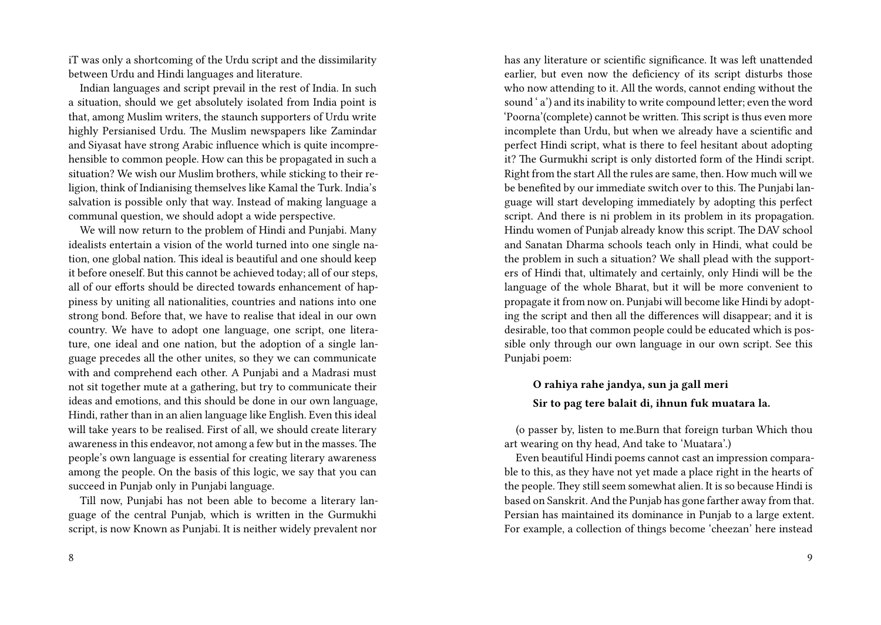iT was only a shortcoming of the Urdu script and the dissimilarity between Urdu and Hindi languages and literature.

Indian languages and script prevail in the rest of India. In such a situation, should we get absolutely isolated from India point is that, among Muslim writers, the staunch supporters of Urdu write highly Persianised Urdu. The Muslim newspapers like Zamindar and Siyasat have strong Arabic influence which is quite incomprehensible to common people. How can this be propagated in such a situation? We wish our Muslim brothers, while sticking to their religion, think of Indianising themselves like Kamal the Turk. India's salvation is possible only that way. Instead of making language a communal question, we should adopt a wide perspective.

We will now return to the problem of Hindi and Punjabi. Many idealists entertain a vision of the world turned into one single nation, one global nation. This ideal is beautiful and one should keep it before oneself. But this cannot be achieved today; all of our steps, all of our efforts should be directed towards enhancement of happiness by uniting all nationalities, countries and nations into one strong bond. Before that, we have to realise that ideal in our own country. We have to adopt one language, one script, one literature, one ideal and one nation, but the adoption of a single language precedes all the other unites, so they we can communicate with and comprehend each other. A Punjabi and a Madrasi must not sit together mute at a gathering, but try to communicate their ideas and emotions, and this should be done in our own language, Hindi, rather than in an alien language like English. Even this ideal will take years to be realised. First of all, we should create literary awareness in this endeavor, not among a few but in the masses. The people's own language is essential for creating literary awareness among the people. On the basis of this logic, we say that you can succeed in Punjab only in Punjabi language.

Till now, Punjabi has not been able to become a literary language of the central Punjab, which is written in the Gurmukhi script, is now Known as Punjabi. It is neither widely prevalent nor has any literature or scientific significance. It was left unattended earlier, but even now the deficiency of its script disturbs those who now attending to it. All the words, cannot ending without the sound ' a') and its inability to write compound letter; even the word 'Poorna'(complete) cannot be written. This script is thus even more incomplete than Urdu, but when we already have a scientific and perfect Hindi script, what is there to feel hesitant about adopting it? The Gurmukhi script is only distorted form of the Hindi script. Right from the start All the rules are same, then. How much will we be benefited by our immediate switch over to this. The Punjabi language will start developing immediately by adopting this perfect script. And there is ni problem in its problem in its propagation. Hindu women of Punjab already know this script. The DAV school and Sanatan Dharma schools teach only in Hindi, what could be the problem in such a situation? We shall plead with the supporters of Hindi that, ultimately and certainly, only Hindi will be the language of the whole Bharat, but it will be more convenient to propagate it from now on. Punjabi will become like Hindi by adopting the script and then all the differences will disappear; and it is desirable, too that common people could be educated which is possible only through our own language in our own script. See this Punjabi poem:

> **O rahiya rahe jandya, sun ja gall meri**
>
> **Sir to pag tere balait di, ihnun fuk muatara la.**

(o passer by, listen to me.Burn that foreign turban Which thou art wearing on thy head, And take to 'Muatara'.)

Even beautiful Hindi poems cannot cast an impression comparable to this, as they have not yet made a place right in the hearts of the people. They still seem somewhat alien. It is so because Hindi is based on Sanskrit. And the Punjab has gone farther away from that. Persian has maintained its dominance in Punjab to a large extent. For example, a collection of things become 'cheezan' here instead